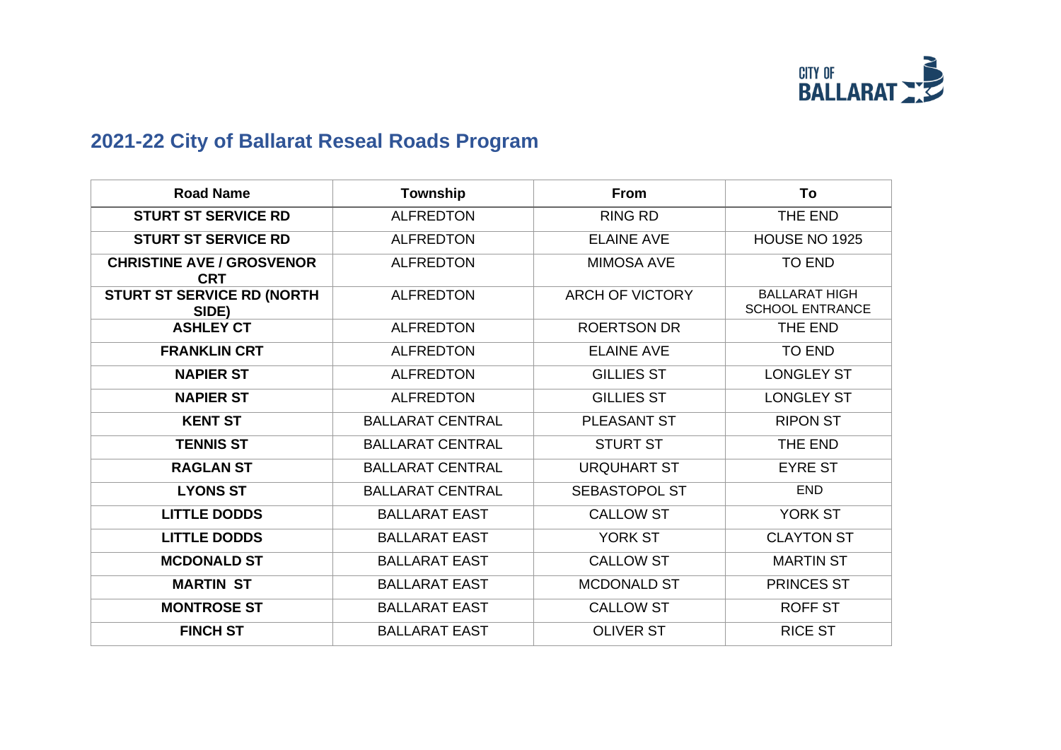CITY OF BALLARAT

# 2021-22 City of Ballarat Reseal Roads Program

| Road Name | Township | From | To |
|---|---|---|---|
| **STURT ST SERVICE RD** | ALFREDTON | RING RD | THE END |
| **STURT ST SERVICE RD** | ALFREDTON | ELAINE AVE | HOUSE NO 1925 |
| **CHRISTINE AVE / GROSVENOR CRT** | ALFREDTON | MIMOSA AVE | TO END |
| **STURT ST SERVICE RD (NORTH SIDE)** | ALFREDTON | ARCH OF VICTORY | BALLARAT HIGH SCHOOL ENTRANCE |
| **ASHLEY CT** | ALFREDTON | ROERTSON DR | THE END |
| **FRANKLIN CRT** | ALFREDTON | ELAINE AVE | TO END |
| **NAPIER ST** | ALFREDTON | GILLIES ST | LONGLEY ST |
| **NAPIER ST** | ALFREDTON | GILLIES ST | LONGLEY ST |
| **KENT ST** | BALLARAT CENTRAL | PLEASANT ST | RIPON ST |
| **TENNIS ST** | BALLARAT CENTRAL | STURT ST | THE END |
| **RAGLAN ST** | BALLARAT CENTRAL | URQUHART ST | EYRE ST |
| **LYONS ST** | BALLARAT CENTRAL | SEBASTOPOL ST | END |
| **LITTLE DODDS** | BALLARAT EAST | CALLOW ST | YORK ST |
| **LITTLE DODDS** | BALLARAT EAST | YORK ST | CLAYTON ST |
| **MCDONALD ST** | BALLARAT EAST | CALLOW ST | MARTIN ST |
| **MARTIN ST** | BALLARAT EAST | MCDONALD ST | PRINCES ST |
| **MONTROSE ST** | BALLARAT EAST | CALLOW ST | ROFF ST |
| **FINCH ST** | BALLARAT EAST | OLIVER ST | RICE ST |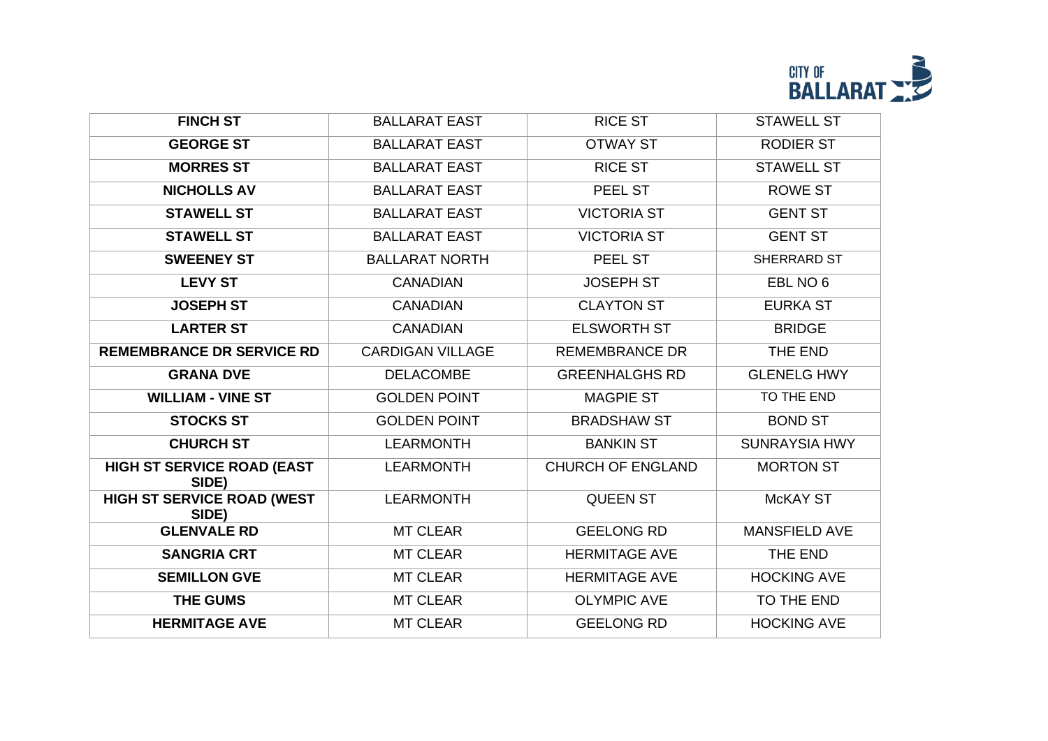| **FINCH ST** | BALLARAT EAST | RICE ST | STAWELL ST |
|---|---|---|---|
| **GEORGE ST** | BALLARAT EAST | OTWAY ST | RODIER ST |
| **MORRES ST** | BALLARAT EAST | RICE ST | STAWELL ST |
| **NICHOLLS AV** | BALLARAT EAST | PEEL ST | ROWE ST |
| **STAWELL ST** | BALLARAT EAST | VICTORIA ST | GENT ST |
| **STAWELL ST** | BALLARAT EAST | VICTORIA ST | GENT ST |
| **SWEENEY ST** | BALLARAT NORTH | PEEL ST | SHERRARD ST |
| **LEVY ST** | CANADIAN | JOSEPH ST | EBL NO 6 |
| **JOSEPH ST** | CANADIAN | CLAYTON ST | EURKA ST |
| **LARTER ST** | CANADIAN | ELSWORTH ST | BRIDGE |
| **REMEMBRANCE DR SERVICE RD** | CARDIGAN VILLAGE | REMEMBRANCE DR | THE END |
| **GRANA DVE** | DELACOMBE | GREENHALGHS RD | GLENELG HWY |
| **WILLIAM - VINE ST** | GOLDEN POINT | MAGPIE ST | TO THE END |
| **STOCKS ST** | GOLDEN POINT | BRADSHAW ST | BOND ST |
| **CHURCH ST** | LEARMONTH | BANKIN ST | SUNRAYSIA HWY |
| **HIGH ST SERVICE ROAD (EAST SIDE)** | LEARMONTH | CHURCH OF ENGLAND | MORTON ST |
| **HIGH ST SERVICE ROAD (WEST SIDE)** | LEARMONTH | QUEEN ST | McKAY ST |
| **GLENVALE RD** | MT CLEAR | GEELONG RD | MANSFIELD AVE |
| **SANGRIA CRT** | MT CLEAR | HERMITAGE AVE | THE END |
| **SEMILLON GVE** | MT CLEAR | HERMITAGE AVE | HOCKING AVE |
| **THE GUMS** | MT CLEAR | OLYMPIC AVE | TO THE END |
| **HERMITAGE AVE** | MT CLEAR | GEELONG RD | HOCKING AVE |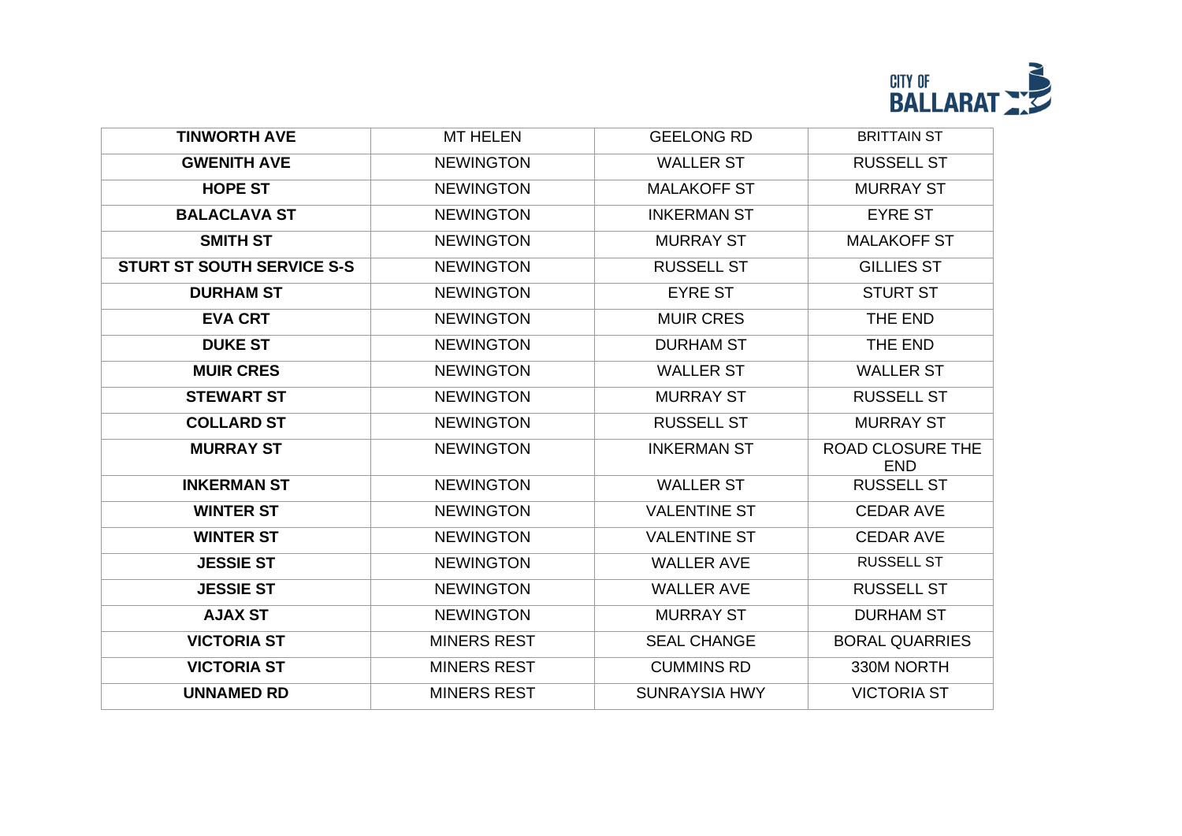| **TINWORTH AVE** | MT HELEN | GEELONG RD | BRITTAIN ST |
|---|---|---|---|
| **GWENITH AVE** | NEWINGTON | WALLER ST | RUSSELL ST |
| **HOPE ST** | NEWINGTON | MALAKOFF ST | MURRAY ST |
| **BALACLAVA ST** | NEWINGTON | INKERMAN ST | EYRE ST |
| **SMITH ST** | NEWINGTON | MURRAY ST | MALAKOFF ST |
| **STURT ST SOUTH SERVICE S-S** | NEWINGTON | RUSSELL ST | GILLIES ST |
| **DURHAM ST** | NEWINGTON | EYRE ST | STURT ST |
| **EVA CRT** | NEWINGTON | MUIR CRES | THE END |
| **DUKE ST** | NEWINGTON | DURHAM ST | THE END |
| **MUIR CRES** | NEWINGTON | WALLER ST | WALLER ST |
| **STEWART ST** | NEWINGTON | MURRAY ST | RUSSELL ST |
| **COLLARD ST** | NEWINGTON | RUSSELL ST | MURRAY ST |
| **MURRAY ST** | NEWINGTON | INKERMAN ST | ROAD CLOSURE THE END |
| **INKERMAN ST** | NEWINGTON | WALLER ST | RUSSELL ST |
| **WINTER ST** | NEWINGTON | VALENTINE ST | CEDAR AVE |
| **WINTER ST** | NEWINGTON | VALENTINE ST | CEDAR AVE |
| **JESSIE ST** | NEWINGTON | WALLER AVE | RUSSELL ST |
| **JESSIE ST** | NEWINGTON | WALLER AVE | RUSSELL ST |
| **AJAX ST** | NEWINGTON | MURRAY ST | DURHAM ST |
| **VICTORIA ST** | MINERS REST | SEAL CHANGE | BORAL QUARRIES |
| **VICTORIA ST** | MINERS REST | CUMMINS RD | 330M NORTH |
| **UNNAMED RD** | MINERS REST | SUNRAYSIA HWY | VICTORIA ST |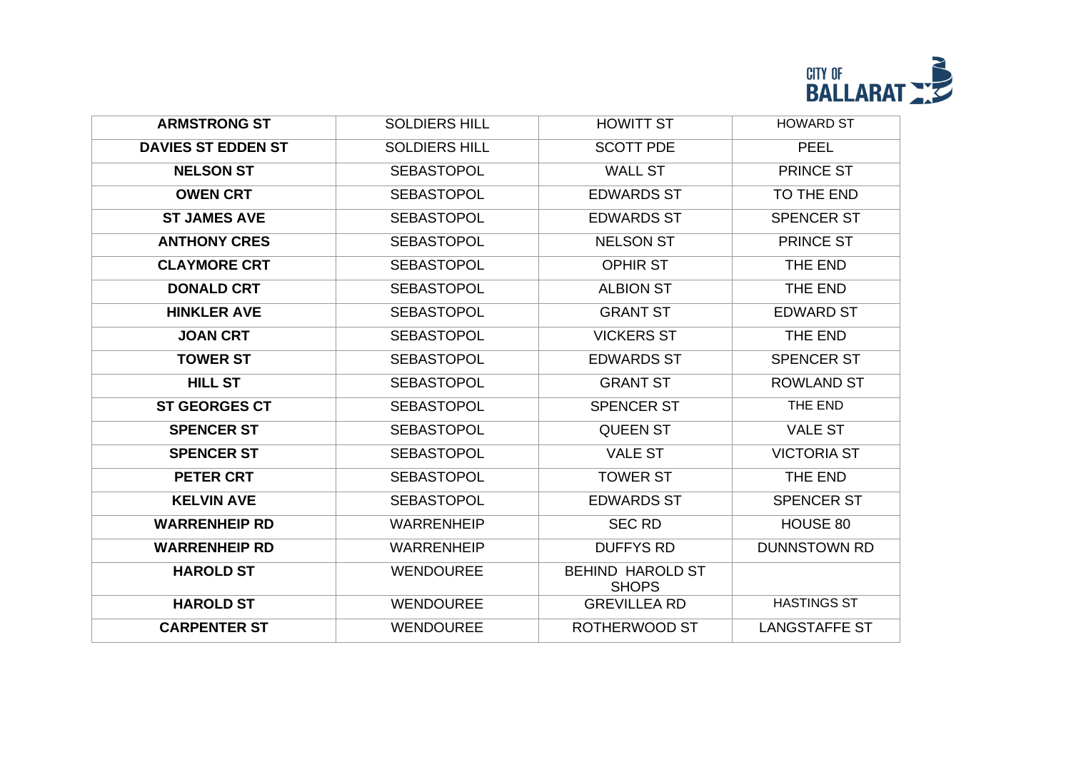| **ARMSTRONG ST** | SOLDIERS HILL | HOWITT ST | HOWARD ST |
|---|---|---|---|
| **DAVIES ST EDDEN ST** | SOLDIERS HILL | SCOTT PDE | PEEL |
| **NELSON ST** | SEBASTOPOL | WALL ST | PRINCE ST |
| **OWEN CRT** | SEBASTOPOL | EDWARDS ST | TO THE END |
| **ST JAMES AVE** | SEBASTOPOL | EDWARDS ST | SPENCER ST |
| **ANTHONY CRES** | SEBASTOPOL | NELSON ST | PRINCE ST |
| **CLAYMORE CRT** | SEBASTOPOL | OPHIR ST | THE END |
| **DONALD CRT** | SEBASTOPOL | ALBION ST | THE END |
| **HINKLER AVE** | SEBASTOPOL | GRANT ST | EDWARD ST |
| **JOAN CRT** | SEBASTOPOL | VICKERS ST | THE END |
| **TOWER ST** | SEBASTOPOL | EDWARDS ST | SPENCER ST |
| **HILL ST** | SEBASTOPOL | GRANT ST | ROWLAND ST |
| **ST GEORGES CT** | SEBASTOPOL | SPENCER ST | THE END |
| **SPENCER ST** | SEBASTOPOL | QUEEN ST | VALE ST |
| **SPENCER ST** | SEBASTOPOL | VALE ST | VICTORIA ST |
| **PETER CRT** | SEBASTOPOL | TOWER ST | THE END |
| **KELVIN AVE** | SEBASTOPOL | EDWARDS ST | SPENCER ST |
| **WARRENHEIP RD** | WARRENHEIP | SEC RD | HOUSE 80 |
| **WARRENHEIP RD** | WARRENHEIP | DUFFYS RD | DUNNSTOWN RD |
| **HAROLD ST** | WENDOUREE | BEHIND HAROLD ST SHOPS | |
| **HAROLD ST** | WENDOUREE | GREVILLEA RD | HASTINGS ST |
| **CARPENTER ST** | WENDOUREE | ROTHERWOOD ST | LANGSTAFFE ST |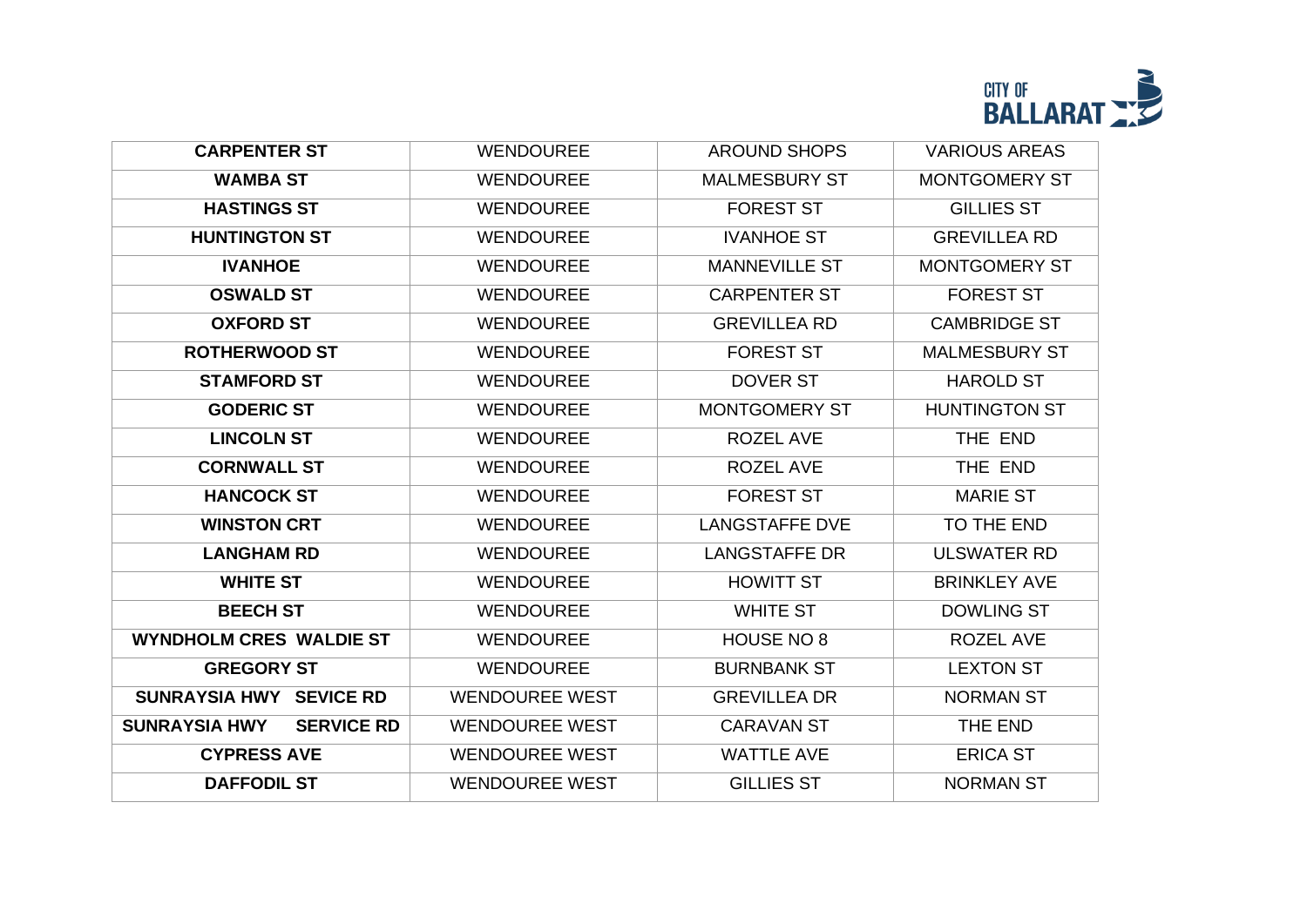| **CARPENTER ST** | WENDOUREE | AROUND SHOPS | VARIOUS AREAS |
|---|---|---|---|
| **WAMBA ST** | WENDOUREE | MALMESBURY ST | MONTGOMERY ST |
| **HASTINGS ST** | WENDOUREE | FOREST ST | GILLIES ST |
| **HUNTINGTON ST** | WENDOUREE | IVANHOE ST | GREVILLEA RD |
| **IVANHOE** | WENDOUREE | MANNEVILLE ST | MONTGOMERY ST |
| **OSWALD ST** | WENDOUREE | CARPENTER ST | FOREST ST |
| **OXFORD ST** | WENDOUREE | GREVILLEA RD | CAMBRIDGE ST |
| **ROTHERWOOD ST** | WENDOUREE | FOREST ST | MALMESBURY ST |
| **STAMFORD ST** | WENDOUREE | DOVER ST | HAROLD ST |
| **GODERIC ST** | WENDOUREE | MONTGOMERY ST | HUNTINGTON ST |
| **LINCOLN ST** | WENDOUREE | ROZEL AVE | THE END |
| **CORNWALL ST** | WENDOUREE | ROZEL AVE | THE END |
| **HANCOCK ST** | WENDOUREE | FOREST ST | MARIE ST |
| **WINSTON CRT** | WENDOUREE | LANGSTAFFE DVE | TO THE END |
| **LANGHAM RD** | WENDOUREE | LANGSTAFFE DR | ULSWATER RD |
| **WHITE ST** | WENDOUREE | HOWITT ST | BRINKLEY AVE |
| **BEECH ST** | WENDOUREE | WHITE ST | DOWLING ST |
| **WYNDHOLM CRES WALDIE ST** | WENDOUREE | HOUSE NO 8 | ROZEL AVE |
| **GREGORY ST** | WENDOUREE | BURNBANK ST | LEXTON ST |
| **SUNRAYSIA HWY SEVICE RD** | WENDOUREE WEST | GREVILLEA DR | NORMAN ST |
| **SUNRAYSIA HWY SERVICE RD** | WENDOUREE WEST | CARAVAN ST | THE END |
| **CYPRESS AVE** | WENDOUREE WEST | WATTLE AVE | ERICA ST |
| **DAFFODIL ST** | WENDOUREE WEST | GILLIES ST | NORMAN ST |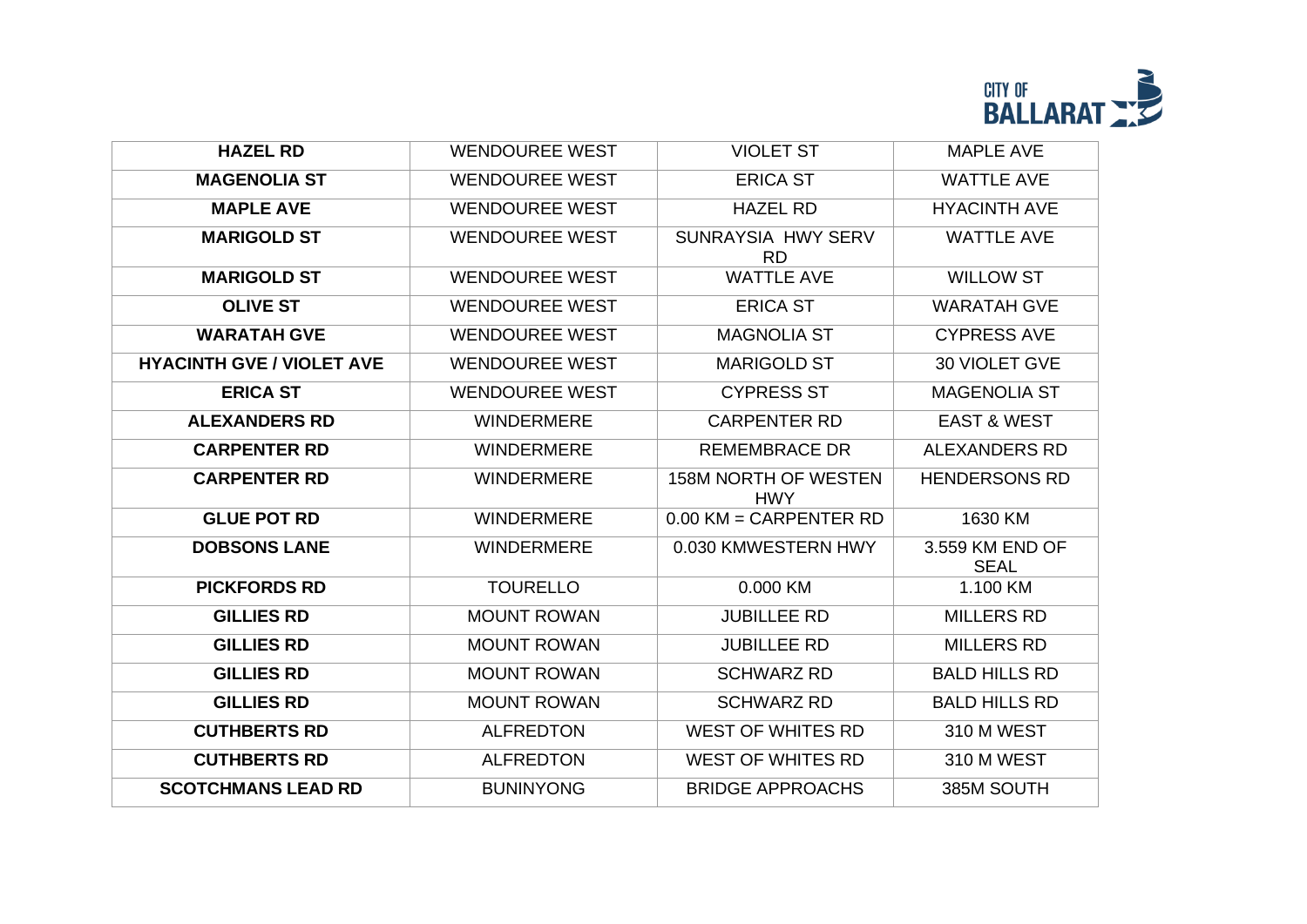| **HAZEL RD** | WENDOUREE WEST | VIOLET ST | MAPLE AVE |
|---|---|---|---|
| **MAGENOLIA ST** | WENDOUREE WEST | ERICA ST | WATTLE AVE |
| **MAPLE AVE** | WENDOUREE WEST | HAZEL RD | HYACINTH AVE |
| **MARIGOLD ST** | WENDOUREE WEST | SUNRAYSIA HWY SERV RD | WATTLE AVE |
| **MARIGOLD ST** | WENDOUREE WEST | WATTLE AVE | WILLOW ST |
| **OLIVE ST** | WENDOUREE WEST | ERICA ST | WARATAH GVE |
| **WARATAH GVE** | WENDOUREE WEST | MAGNOLIA ST | CYPRESS AVE |
| **HYACINTH GVE / VIOLET AVE** | WENDOUREE WEST | MARIGOLD ST | 30 VIOLET GVE |
| **ERICA ST** | WENDOUREE WEST | CYPRESS ST | MAGENOLIA ST |
| **ALEXANDERS RD** | WINDERMERE | CARPENTER RD | EAST & WEST |
| **CARPENTER RD** | WINDERMERE | REMEMBRACE DR | ALEXANDERS RD |
| **CARPENTER RD** | WINDERMERE | 158M NORTH OF WESTEN HWY | HENDERSONS RD |
| **GLUE POT RD** | WINDERMERE | 0.00 KM = CARPENTER RD | 1630 KM |
| **DOBSONS LANE** | WINDERMERE | 0.030 KMWESTERN HWY | 3.559 KM END OF SEAL |
| **PICKFORDS RD** | TOURELLO | 0.000 KM | 1.100 KM |
| **GILLIES RD** | MOUNT ROWAN | JUBILLEE RD | MILLERS RD |
| **GILLIES RD** | MOUNT ROWAN | JUBILLEE RD | MILLERS RD |
| **GILLIES RD** | MOUNT ROWAN | SCHWARZ RD | BALD HILLS RD |
| **GILLIES RD** | MOUNT ROWAN | SCHWARZ RD | BALD HILLS RD |
| **CUTHBERTS RD** | ALFREDTON | WEST OF WHITES RD | 310 M WEST |
| **CUTHBERTS RD** | ALFREDTON | WEST OF WHITES RD | 310 M WEST |
| **SCOTCHMANS LEAD RD** | BUNINYONG | BRIDGE APPROACHS | 385M SOUTH |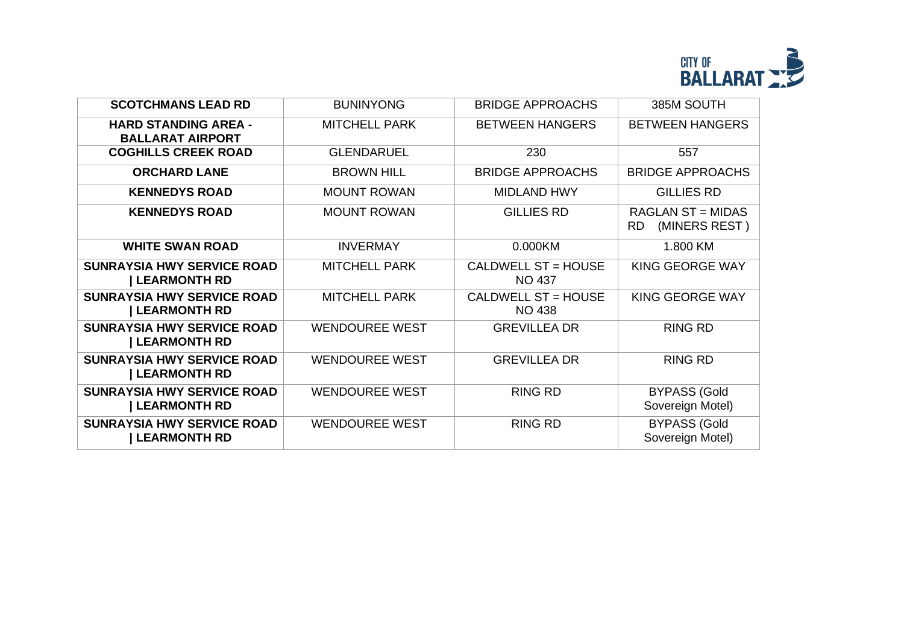| | | | |
|---|---|---|---|
| **SCOTCHMANS LEAD RD** | BUNINYONG | BRIDGE APPROACHS | 385M SOUTH |
| **HARD STANDING AREA - BALLARAT AIRPORT** | MITCHELL PARK | BETWEEN HANGERS | BETWEEN HANGERS |
| **COGHILLS CREEK ROAD** | GLENDARUEL | 230 | 557 |
| **ORCHARD LANE** | BROWN HILL | BRIDGE APPROACHS | BRIDGE APPROACHS |
| **KENNEDYS ROAD** | MOUNT ROWAN | MIDLAND HWY | GILLIES RD |
| **KENNEDYS ROAD** | MOUNT ROWAN | GILLIES RD | RAGLAN ST = MIDAS RD (MINERS REST ) |
| **WHITE SWAN ROAD** | INVERMAY | 0.000KM | 1.800 KM |
| **SUNRAYSIA HWY SERVICE ROAD \| LEARMONTH RD** | MITCHELL PARK | CALDWELL ST = HOUSE NO 437 | KING GEORGE WAY |
| **SUNRAYSIA HWY SERVICE ROAD \| LEARMONTH RD** | MITCHELL PARK | CALDWELL ST = HOUSE NO 438 | KING GEORGE WAY |
| **SUNRAYSIA HWY SERVICE ROAD \| LEARMONTH RD** | WENDOUREE WEST | GREVILLEA DR | RING RD |
| **SUNRAYSIA HWY SERVICE ROAD \| LEARMONTH RD** | WENDOUREE WEST | GREVILLEA DR | RING RD |
| **SUNRAYSIA HWY SERVICE ROAD \| LEARMONTH RD** | WENDOUREE WEST | RING RD | BYPASS (Gold Sovereign Motel) |
| **SUNRAYSIA HWY SERVICE ROAD \| LEARMONTH RD** | WENDOUREE WEST | RING RD | BYPASS (Gold Sovereign Motel) |